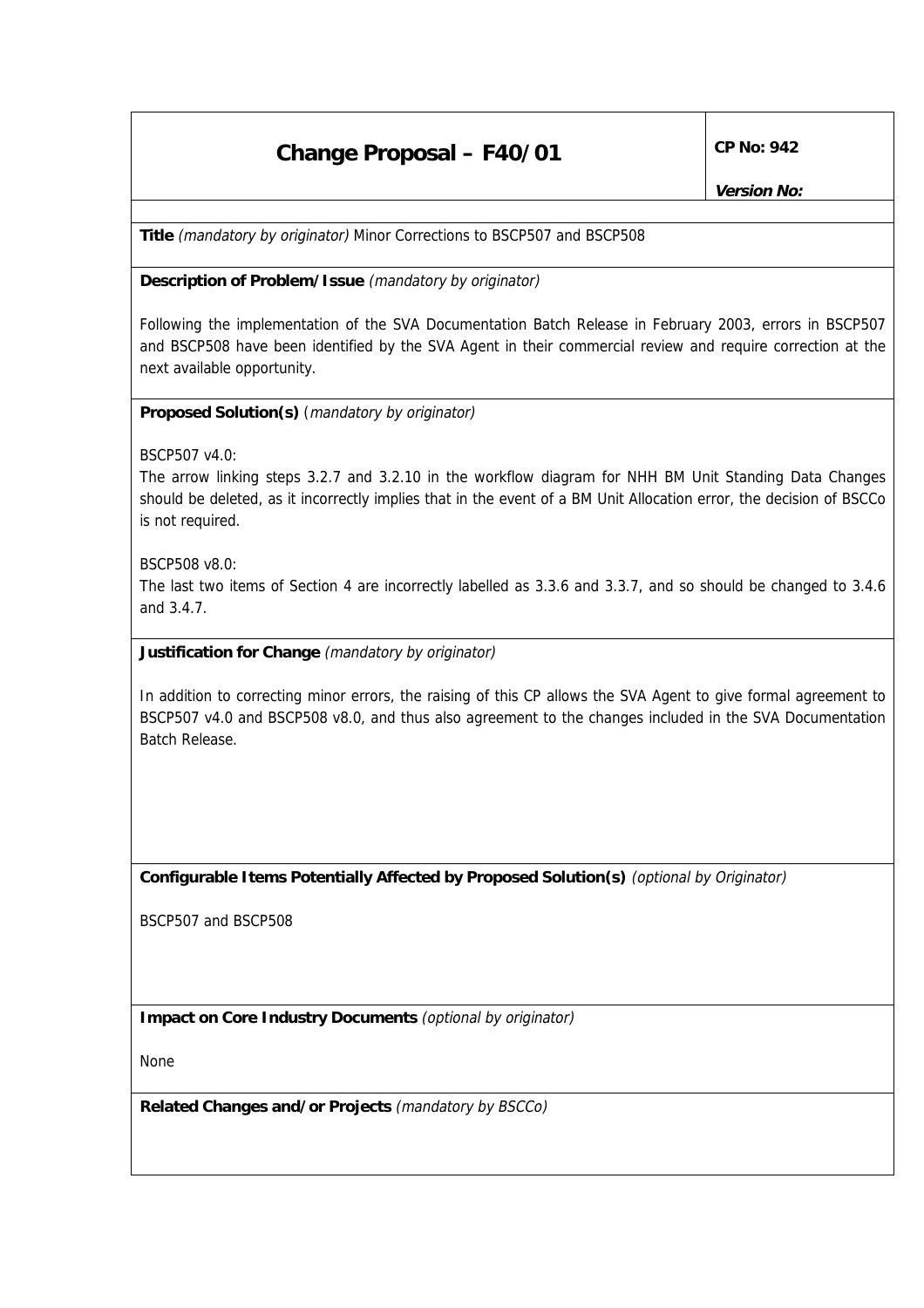# Change Proposal – F40/01

**CP No: 942**

***Version No:***

**Title** *(mandatory by originator)* Minor Corrections to BSCP507 and BSCP508

**Description of Problem/Issue** *(mandatory by originator)*

Following the implementation of the SVA Documentation Batch Release in February 2003, errors in BSCP507 and BSCP508 have been identified by the SVA Agent in their commercial review and require correction at the next available opportunity.

**Proposed Solution(s)** (*mandatory by originator)*

BSCP507 v4.0:

The arrow linking steps 3.2.7 and 3.2.10 in the workflow diagram for NHH BM Unit Standing Data Changes should be deleted, as it incorrectly implies that in the event of a BM Unit Allocation error, the decision of BSCCo is not required.

BSCP508 v8.0:

The last two items of Section 4 are incorrectly labelled as 3.3.6 and 3.3.7, and so should be changed to 3.4.6 and 3.4.7.

**Justification for Change** *(mandatory by originator)*

In addition to correcting minor errors, the raising of this CP allows the SVA Agent to give formal agreement to BSCP507 v4.0 and BSCP508 v8.0, and thus also agreement to the changes included in the SVA Documentation Batch Release.

**Configurable Items Potentially Affected by Proposed Solution(s)** *(optional by Originator)*

BSCP507 and BSCP508

**Impact on Core Industry Documents** *(optional by originator)*

None

**Related Changes and/or Projects** *(mandatory by BSCCo)*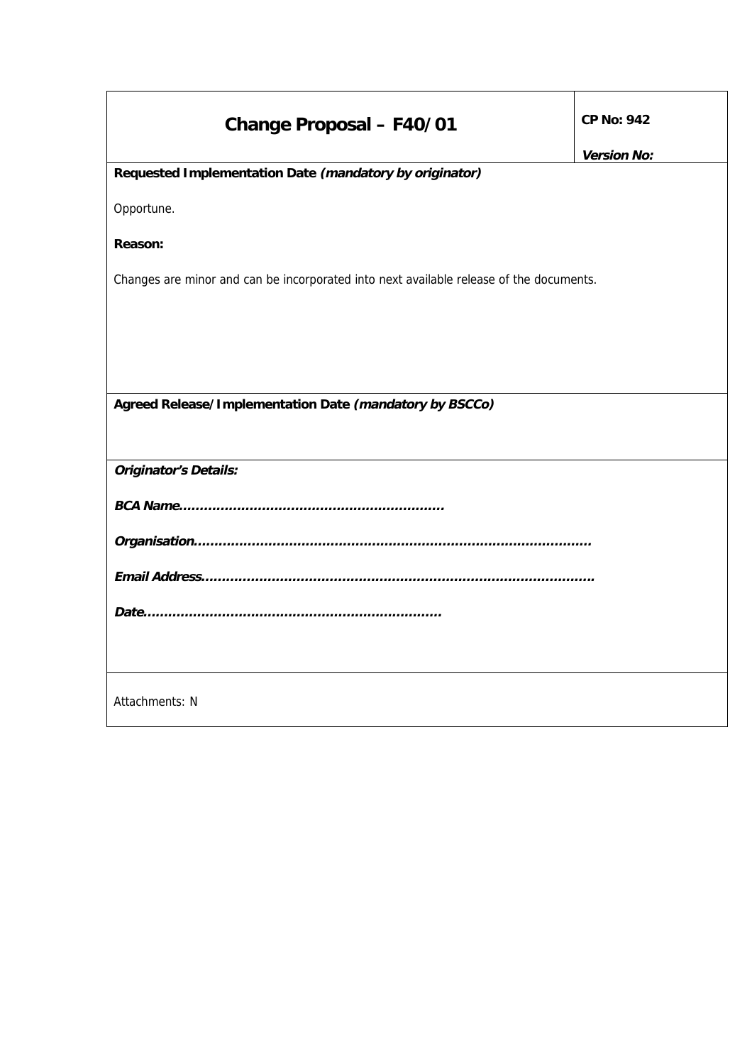| Change Proposal – F40/01 | CP No: 942<br>*Version No:* |
|---|---|
| **Requested Implementation Date *(mandatory by originator)***<br><br>Opportune.<br><br>**Reason:**<br><br>Changes are minor and can be incorporated into next available release of the documents. | |
| **Agreed Release/Implementation Date *(mandatory by BSCCo)*** | |
| ***Originator's Details:***<br><br>***BCA Name……………………………………………………….***<br><br>***Organisation……………………………………………………………………………….***<br><br>***Email Address……………………………………………………………………………….***<br><br>***Date…………………………………………………………….*** | |
| Attachments: N | |